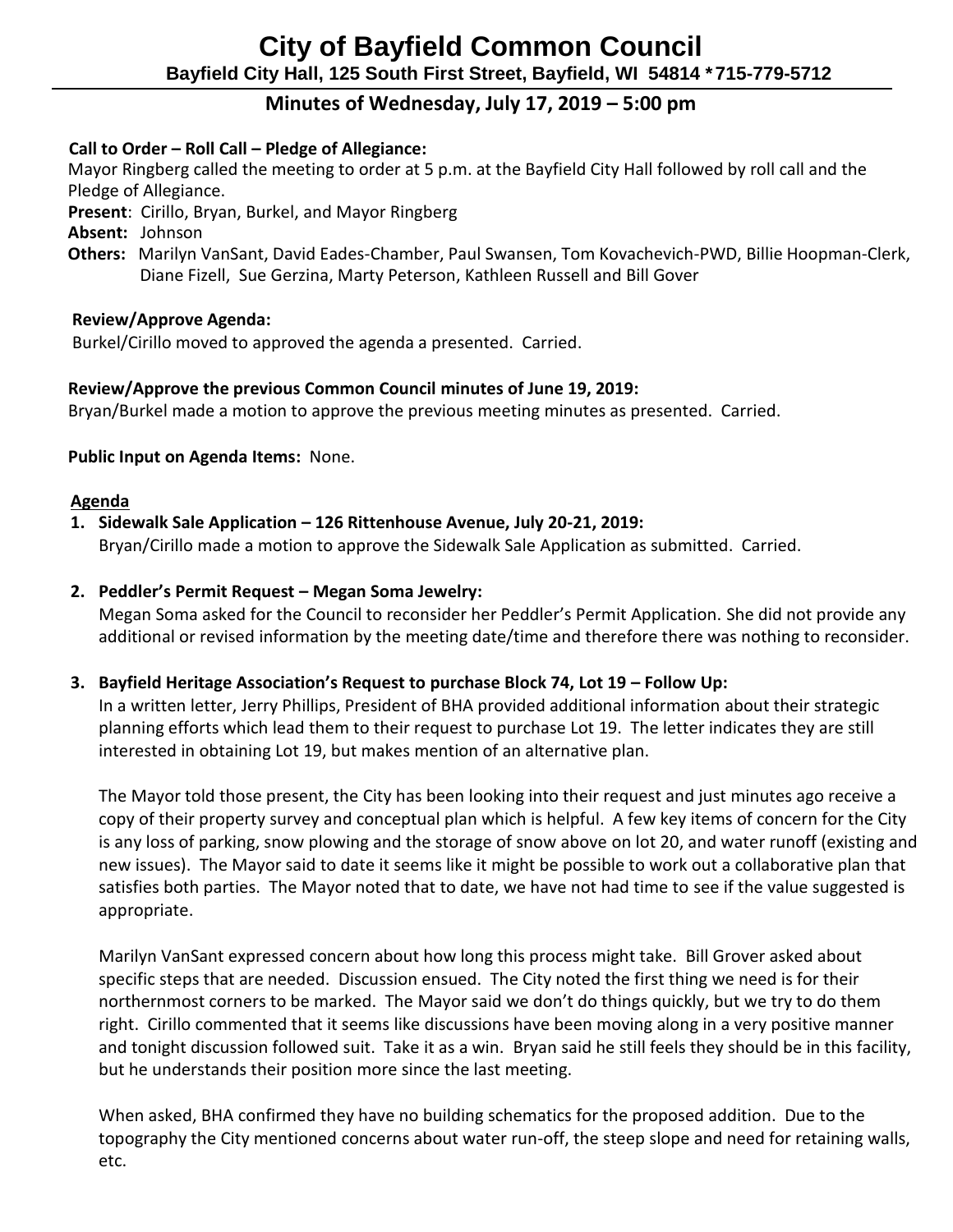# City of Bayfield Common Council

**Bayfield City Hall, 125 South First Street, Bayfield, WI 54814 *715-779-5712**

## Minutes of Wednesday, July 17, 2019 – 5:00 pm

**Call to Order – Roll Call – Pledge of Allegiance:**

Mayor Ringberg called the meeting to order at 5 p.m. at the Bayfield City Hall followed by roll call and the Pledge of Allegiance.

**Present**: Cirillo, Bryan, Burkel, and Mayor Ringberg

**Absent:** Johnson

**Others:** Marilyn VanSant, David Eades-Chamber, Paul Swansen, Tom Kovachevich-PWD, Billie Hoopman-Clerk, Diane Fizell, Sue Gerzina, Marty Peterson, Kathleen Russell and Bill Gover

**Review/Approve Agenda:**

Burkel/Cirillo moved to approved the agenda a presented. Carried.

**Review/Approve the previous Common Council minutes of June 19, 2019:**

Bryan/Burkel made a motion to approve the previous meeting minutes as presented. Carried.

**Public Input on Agenda Items:** None.

**Agenda**

1. **Sidewalk Sale Application – 126 Rittenhouse Avenue, July 20-21, 2019:**
   Bryan/Cirillo made a motion to approve the Sidewalk Sale Application as submitted. Carried.

2. **Peddler's Permit Request – Megan Soma Jewelry:**
   Megan Soma asked for the Council to reconsider her Peddler's Permit Application. She did not provide any additional or revised information by the meeting date/time and therefore there was nothing to reconsider.

3. **Bayfield Heritage Association's Request to purchase Block 74, Lot 19 – Follow Up:**
   In a written letter, Jerry Phillips, President of BHA provided additional information about their strategic planning efforts which lead them to their request to purchase Lot 19. The letter indicates they are still interested in obtaining Lot 19, but makes mention of an alternative plan.

   The Mayor told those present, the City has been looking into their request and just minutes ago receive a copy of their property survey and conceptual plan which is helpful. A few key items of concern for the City is any loss of parking, snow plowing and the storage of snow above on lot 20, and water runoff (existing and new issues). The Mayor said to date it seems like it might be possible to work out a collaborative plan that satisfies both parties. The Mayor noted that to date, we have not had time to see if the value suggested is appropriate.

   Marilyn VanSant expressed concern about how long this process might take. Bill Grover asked about specific steps that are needed. Discussion ensued. The City noted the first thing we need is for their northernmost corners to be marked. The Mayor said we don't do things quickly, but we try to do them right. Cirillo commented that it seems like discussions have been moving along in a very positive manner and tonight discussion followed suit. Take it as a win. Bryan said he still feels they should be in this facility, but he understands their position more since the last meeting.

   When asked, BHA confirmed they have no building schematics for the proposed addition. Due to the topography the City mentioned concerns about water run-off, the steep slope and need for retaining walls, etc.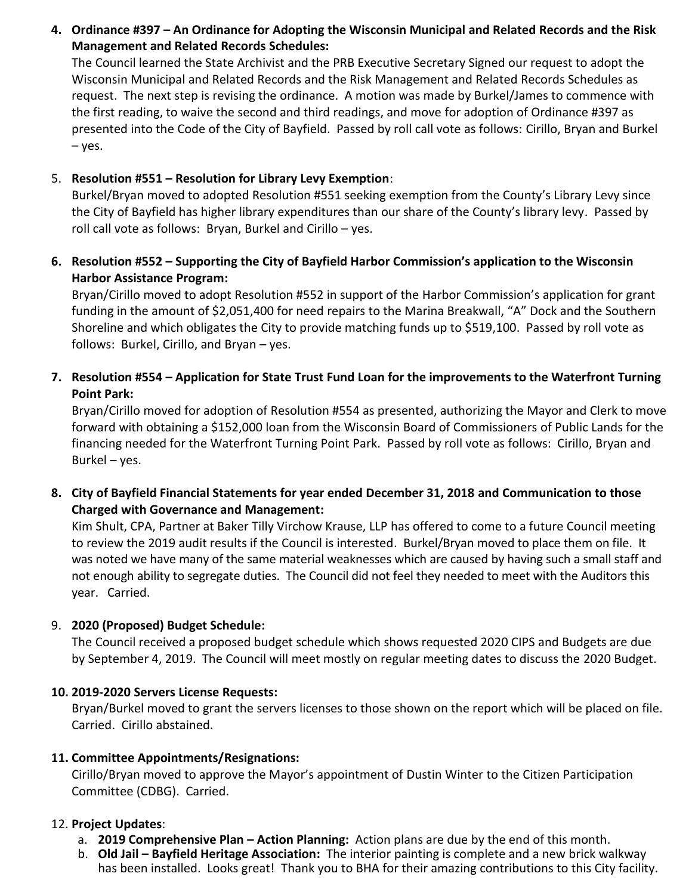4. **Ordinance #397 – An Ordinance for Adopting the Wisconsin Municipal and Related Records and the Risk Management and Related Records Schedules:**
   The Council learned the State Archivist and the PRB Executive Secretary Signed our request to adopt the Wisconsin Municipal and Related Records and the Risk Management and Related Records Schedules as request. The next step is revising the ordinance. A motion was made by Burkel/James to commence with the first reading, to waive the second and third readings, and move for adoption of Ordinance #397 as presented into the Code of the City of Bayfield. Passed by roll call vote as follows: Cirillo, Bryan and Burkel – yes.

5. **Resolution #551 – Resolution for Library Levy Exemption**:
   Burkel/Bryan moved to adopted Resolution #551 seeking exemption from the County's Library Levy since the City of Bayfield has higher library expenditures than our share of the County's library levy. Passed by roll call vote as follows: Bryan, Burkel and Cirillo – yes.

6. **Resolution #552 – Supporting the City of Bayfield Harbor Commission's application to the Wisconsin Harbor Assistance Program:**
   Bryan/Cirillo moved to adopt Resolution #552 in support of the Harbor Commission's application for grant funding in the amount of $2,051,400 for need repairs to the Marina Breakwall, "A" Dock and the Southern Shoreline and which obligates the City to provide matching funds up to $519,100. Passed by roll vote as follows: Burkel, Cirillo, and Bryan – yes.

7. **Resolution #554 – Application for State Trust Fund Loan for the improvements to the Waterfront Turning Point Park:**
   Bryan/Cirillo moved for adoption of Resolution #554 as presented, authorizing the Mayor and Clerk to move forward with obtaining a $152,000 loan from the Wisconsin Board of Commissioners of Public Lands for the financing needed for the Waterfront Turning Point Park. Passed by roll vote as follows: Cirillo, Bryan and Burkel – yes.

8. **City of Bayfield Financial Statements for year ended December 31, 2018 and Communication to those Charged with Governance and Management:**
   Kim Shult, CPA, Partner at Baker Tilly Virchow Krause, LLP has offered to come to a future Council meeting to review the 2019 audit results if the Council is interested. Burkel/Bryan moved to place them on file. It was noted we have many of the same material weaknesses which are caused by having such a small staff and not enough ability to segregate duties. The Council did not feel they needed to meet with the Auditors this year. Carried.

9. **2020 (Proposed) Budget Schedule:**
   The Council received a proposed budget schedule which shows requested 2020 CIPS and Budgets are due by September 4, 2019. The Council will meet mostly on regular meeting dates to discuss the 2020 Budget.

10. **2019-2020 Servers License Requests:**
    Bryan/Burkel moved to grant the servers licenses to those shown on the report which will be placed on file. Carried. Cirillo abstained.

11. **Committee Appointments/Resignations:**
    Cirillo/Bryan moved to approve the Mayor's appointment of Dustin Winter to the Citizen Participation Committee (CDBG). Carried.

12. **Project Updates**:
    a. **2019 Comprehensive Plan – Action Planning:** Action plans are due by the end of this month.
    b. **Old Jail – Bayfield Heritage Association:** The interior painting is complete and a new brick walkway has been installed. Looks great! Thank you to BHA for their amazing contributions to this City facility.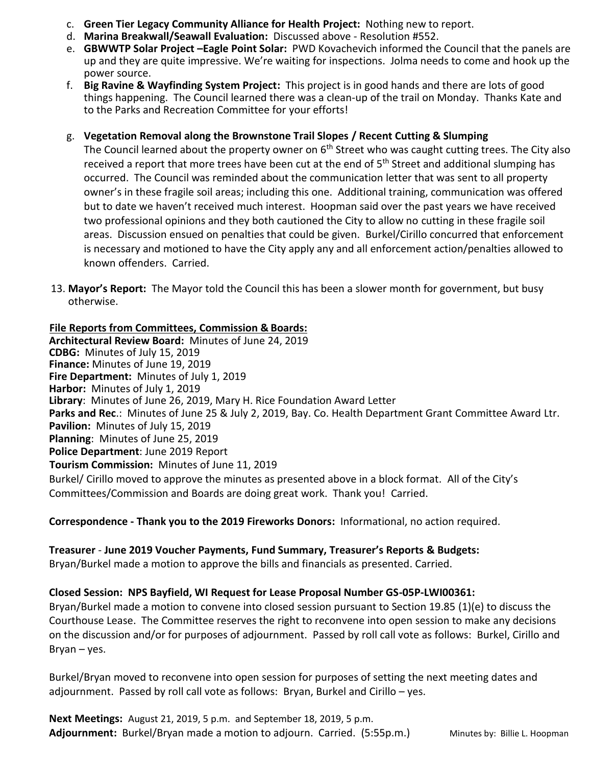c. **Green Tier Legacy Community Alliance for Health Project:** Nothing new to report.
d. **Marina Breakwall/Seawall Evaluation:** Discussed above - Resolution #552.
e. **GBWWTP Solar Project –Eagle Point Solar:** PWD Kovachevich informed the Council that the panels are up and they are quite impressive. We're waiting for inspections. Jolma needs to come and hook up the power source.
f. **Big Ravine & Wayfinding System Project:** This project is in good hands and there are lots of good things happening. The Council learned there was a clean-up of the trail on Monday. Thanks Kate and to the Parks and Recreation Committee for your efforts!
g. **Vegetation Removal along the Brownstone Trail Slopes / Recent Cutting & Slumping**
The Council learned about the property owner on 6th Street who was caught cutting trees. The City also received a report that more trees have been cut at the end of 5th Street and additional slumping has occurred. The Council was reminded about the communication letter that was sent to all property owner's in these fragile soil areas; including this one. Additional training, communication was offered but to date we haven't received much interest. Hoopman said over the past years we have received two professional opinions and they both cautioned the City to allow no cutting in these fragile soil areas. Discussion ensued on penalties that could be given. Burkel/Cirillo concurred that enforcement is necessary and motioned to have the City apply any and all enforcement action/penalties allowed to known offenders. Carried.

13. **Mayor's Report:** The Mayor told the Council this has been a slower month for government, but busy otherwise.

**File Reports from Committees, Commission & Boards:**
**Architectural Review Board:** Minutes of June 24, 2019
**CDBG:** Minutes of July 15, 2019
**Finance:** Minutes of June 19, 2019
**Fire Department:** Minutes of July 1, 2019
**Harbor:** Minutes of July 1, 2019
**Library**: Minutes of June 26, 2019, Mary H. Rice Foundation Award Letter
**Parks and Rec**.: Minutes of June 25 & July 2, 2019, Bay. Co. Health Department Grant Committee Award Ltr.
**Pavilion:** Minutes of July 15, 2019
**Planning**: Minutes of June 25, 2019
**Police Department**: June 2019 Report
**Tourism Commission:** Minutes of June 11, 2019
Burkel/ Cirillo moved to approve the minutes as presented above in a block format. All of the City's Committees/Commission and Boards are doing great work. Thank you! Carried.

**Correspondence - Thank you to the 2019 Fireworks Donors:** Informational, no action required.

**Treasurer** - **June 2019 Voucher Payments, Fund Summary, Treasurer's Reports & Budgets:**
Bryan/Burkel made a motion to approve the bills and financials as presented. Carried.

**Closed Session: NPS Bayfield, WI Request for Lease Proposal Number GS-05P-LWI00361:**
Bryan/Burkel made a motion to convene into closed session pursuant to Section 19.85 (1)(e) to discuss the Courthouse Lease. The Committee reserves the right to reconvene into open session to make any decisions on the discussion and/or for purposes of adjournment. Passed by roll call vote as follows: Burkel, Cirillo and Bryan – yes.

Burkel/Bryan moved to reconvene into open session for purposes of setting the next meeting dates and adjournment. Passed by roll call vote as follows: Bryan, Burkel and Cirillo – yes.

**Next Meetings:** August 21, 2019, 5 p.m. and September 18, 2019, 5 p.m.
**Adjournment:** Burkel/Bryan made a motion to adjourn. Carried. (5:55p.m.)

Minutes by: Billie L. Hoopman